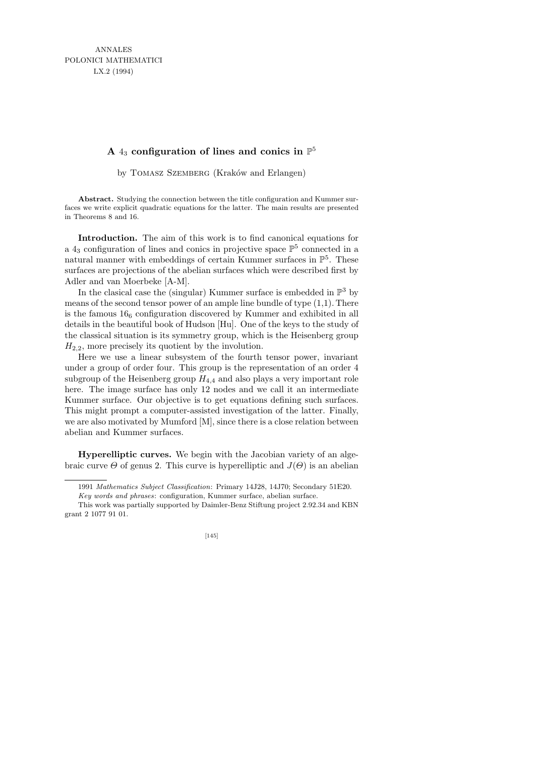ANNALES
POLONICI MATHEMATICI
LX.2 (1994)

# A $4_3$ configuration of lines and conics in $\mathbb{P}^5$

by Tomasz Szemberg (Kraków and Erlangen)

**Abstract.** Studying the connection between the title configuration and Kummer surfaces we write explicit quadratic equations for the latter. The main results are presented in Theorems 8 and 16.

**Introduction.** The aim of this work is to find canonical equations for a $4_3$ configuration of lines and conics in projective space $\mathbb{P}^5$ connected in a natural manner with embeddings of certain Kummer surfaces in $\mathbb{P}^5$. These surfaces are projections of the abelian surfaces which were described first by Adler and van Moerbeke [A-M].

In the clasical case the (singular) Kummer surface is embedded in $\mathbb{P}^3$ by means of the second tensor power of an ample line bundle of type (1,1). There is the famous $16_6$ configuration discovered by Kummer and exhibited in all details in the beautiful book of Hudson [Hu]. One of the keys to the study of the classical situation is its symmetry group, which is the Heisenberg group $H_{2,2}$, more precisely its quotient by the involution.

Here we use a linear subsystem of the fourth tensor power, invariant under a group of order four. This group is the representation of an order 4 subgroup of the Heisenberg group $H_{4,4}$ and also plays a very important role here. The image surface has only 12 nodes and we call it an intermediate Kummer surface. Our objective is to get equations defining such surfaces. This might prompt a computer-assisted investigation of the latter. Finally, we are also motivated by Mumford [M], since there is a close relation between abelian and Kummer surfaces.

**Hyperelliptic curves.** We begin with the Jacobian variety of an algebraic curve $\Theta$ of genus 2. This curve is hyperelliptic and $J(\Theta)$ is an abelian

---

1991 *Mathematics Subject Classification*: Primary 14J28, 14J70; Secondary 51E20.

*Key words and phrases*: configuration, Kummer surface, abelian surface.

This work was partially supported by Daimler-Benz Stiftung project 2.92.34 and KBN grant 2 1077 91 01.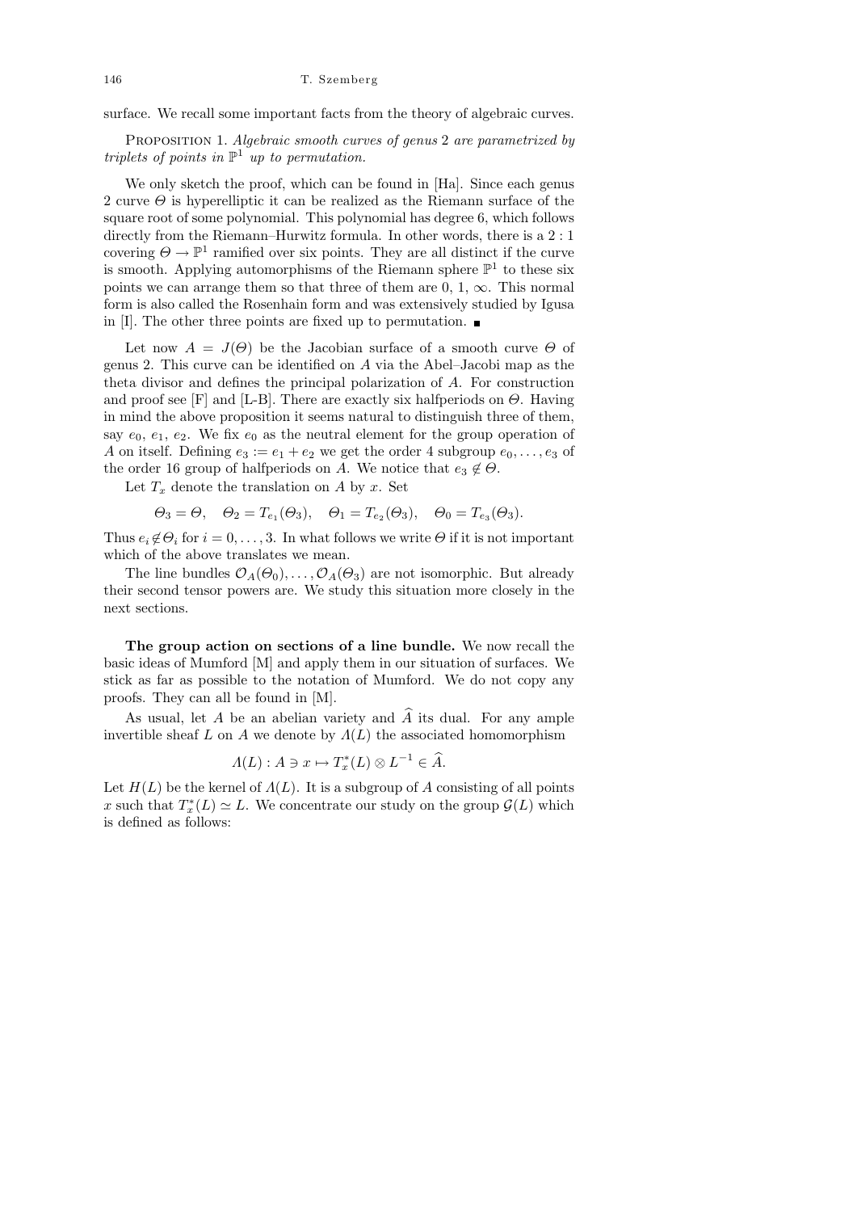surface. We recall some important facts from the theory of algebraic curves.

Proposition 1. *Algebraic smooth curves of genus* 2 *are parametrized by triplets of points in* $\mathbb{P}^1$ *up to permutation.*

We only sketch the proof, which can be found in [Ha]. Since each genus 2 curve $\Theta$ is hyperelliptic it can be realized as the Riemann surface of the square root of some polynomial. This polynomial has degree 6, which follows directly from the Riemann–Hurwitz formula. In other words, there is a $2:1$ covering $\Theta \to \mathbb{P}^1$ ramified over six points. They are all distinct if the curve is smooth. Applying automorphisms of the Riemann sphere $\mathbb{P}^1$ to these six points we can arrange them so that three of them are $0$, $1$, $\infty$. This normal form is also called the Rosenhain form and was extensively studied by Igusa in [I]. The other three points are fixed up to permutation. ∎

Let now $A = J(\Theta)$ be the Jacobian surface of a smooth curve $\Theta$ of genus 2. This curve can be identified on $A$ via the Abel–Jacobi map as the theta divisor and defines the principal polarization of $A$. For construction and proof see [F] and [L-B]. There are exactly six halfperiods on $\Theta$. Having in mind the above proposition it seems natural to distinguish three of them, say $e_0$, $e_1$, $e_2$. We fix $e_0$ as the neutral element for the group operation of $A$ on itself. Defining $e_3 := e_1 + e_2$ we get the order 4 subgroup $e_0, \ldots, e_3$ of the order 16 group of halfperiods on $A$. We notice that $e_3 \notin \Theta$.

Let $T_x$ denote the translation on $A$ by $x$. Set

$$\Theta_3 = \Theta, \quad \Theta_2 = T_{e_1}(\Theta_3), \quad \Theta_1 = T_{e_2}(\Theta_3), \quad \Theta_0 = T_{e_3}(\Theta_3).$$

Thus $e_i \notin \Theta_i$ for $i = 0, \ldots, 3$. In what follows we write $\Theta$ if it is not important which of the above translates we mean.

The line bundles $\mathcal{O}_A(\Theta_0), \ldots, \mathcal{O}_A(\Theta_3)$ are not isomorphic. But already their second tensor powers are. We study this situation more closely in the next sections.

**The group action on sections of a line bundle.** We now recall the basic ideas of Mumford [M] and apply them in our situation of surfaces. We stick as far as possible to the notation of Mumford. We do not copy any proofs. They can all be found in [M].

As usual, let $A$ be an abelian variety and $\widehat{A}$ its dual. For any ample invertible sheaf $L$ on $A$ we denote by $\Lambda(L)$ the associated homomorphism

$$\Lambda(L) : A \ni x \mapsto T_x^*(L) \otimes L^{-1} \in \widehat{A}.$$

Let $H(L)$ be the kernel of $\Lambda(L)$. It is a subgroup of $A$ consisting of all points $x$ such that $T_x^*(L) \simeq L$. We concentrate our study on the group $\mathcal{G}(L)$ which is defined as follows: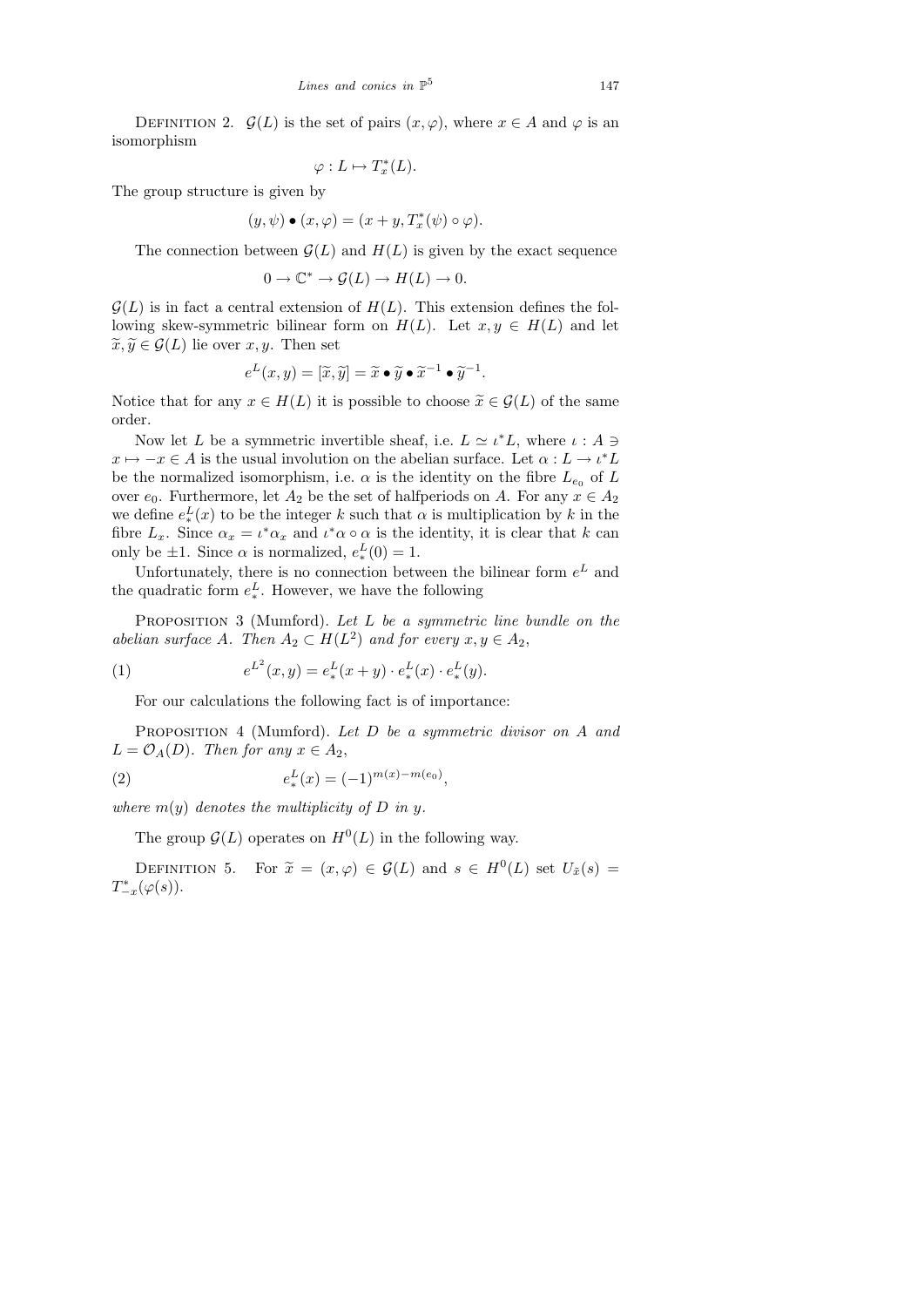DEFINITION 2. $\mathcal{G}(L)$ is the set of pairs $(x, \varphi)$, where $x \in A$ and $\varphi$ is an isomorphism

$$\varphi : L \mapsto T_x^*(L).$$

The group structure is given by

$$(y, \psi) \bullet (x, \varphi) = (x + y, T_x^*(\psi) \circ \varphi).$$

The connection between $\mathcal{G}(L)$ and $H(L)$ is given by the exact sequence

$$0 \to \mathbb{C}^* \to \mathcal{G}(L) \to H(L) \to 0.$$

$\mathcal{G}(L)$ is in fact a central extension of $H(L)$. This extension defines the following skew-symmetric bilinear form on $H(L)$. Let $x, y \in H(L)$ and let $\widetilde{x}, \widetilde{y} \in \mathcal{G}(L)$ lie over $x, y$. Then set

$$e^L(x, y) = [\widetilde{x}, \widetilde{y}] = \widetilde{x} \bullet \widetilde{y} \bullet \widetilde{x}^{-1} \bullet \widetilde{y}^{-1}.$$

Notice that for any $x \in H(L)$ it is possible to choose $\widetilde{x} \in \mathcal{G}(L)$ of the same order.

Now let $L$ be a symmetric invertible sheaf, i.e. $L \simeq \iota^* L$, where $\iota : A \ni x \mapsto -x \in A$ is the usual involution on the abelian surface. Let $\alpha : L \to \iota^* L$ be the normalized isomorphism, i.e. $\alpha$ is the identity on the fibre $L_{e_0}$ of $L$ over $e_0$. Furthermore, let $A_2$ be the set of halfperiods on $A$. For any $x \in A_2$ we define $e_*^L(x)$ to be the integer $k$ such that $\alpha$ is multiplication by $k$ in the fibre $L_x$. Since $\alpha_x = \iota^* \alpha_x$ and $\iota^* \alpha \circ \alpha$ is the identity, it is clear that $k$ can only be $\pm 1$. Since $\alpha$ is normalized, $e_*^L(0) = 1$.

Unfortunately, there is no connection between the bilinear form $e^L$ and the quadratic form $e_*^L$. However, we have the following

PROPOSITION 3 (Mumford). *Let $L$ be a symmetric line bundle on the abelian surface $A$. Then $A_2 \subset H(L^2)$ and for every $x, y \in A_2$,*

$$e^{L^2}(x, y) = e_*^L(x + y) \cdot e_*^L(x) \cdot e_*^L(y). \tag{1}$$

For our calculations the following fact is of importance:

PROPOSITION 4 (Mumford). *Let $D$ be a symmetric divisor on $A$ and $L = \mathcal{O}_A(D)$. Then for any $x \in A_2$,*

$$e_*^L(x) = (-1)^{m(x) - m(e_0)}, \tag{2}$$

*where $m(y)$ denotes the multiplicity of $D$ in $y$.*

The group $\mathcal{G}(L)$ operates on $H^0(L)$ in the following way.

DEFINITION 5. For $\widetilde{x} = (x, \varphi) \in \mathcal{G}(L)$ and $s \in H^0(L)$ set $U_{\tilde{x}}(s) = T_{-x}^*(\varphi(s))$.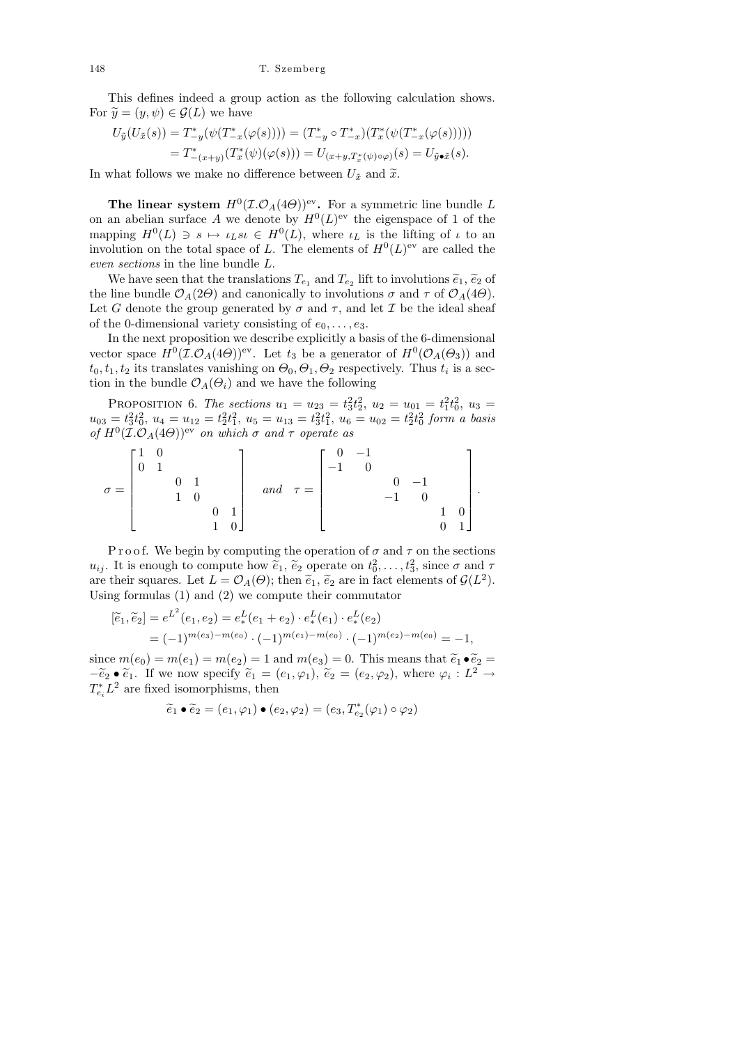This defines indeed a group action as the following calculation shows. For $\widetilde{y} = (y, \psi) \in \mathcal{G}(L)$ we have

$$U_{\tilde{y}}(U_{\tilde{x}}(s)) = T^*_{-y}(\psi(T^*_{-x}(\varphi(s)))) = (T^*_{-y} \circ T^*_{-x})(T^*_x(\psi(T^*_{-x}(\varphi(s)))))$$
$$= T^*_{-(x+y)}(T^*_x(\psi)(\varphi(s))) = U_{(x+y, T^*_x(\psi)\circ\varphi)}(s) = U_{\tilde{y}\bullet\tilde{x}}(s).$$

In what follows we make no difference between $U_{\tilde{x}}$ and $\widetilde{x}$.

**The linear system $H^0(\mathcal{I}.\mathcal{O}_A(4\Theta))^{\mathrm{ev}}$.** For a symmetric line bundle $L$ on an abelian surface $A$ we denote by $H^0(L)^{\mathrm{ev}}$ the eigenspace of 1 of the mapping $H^0(L) \ni s \mapsto \iota_L s \iota \in H^0(L)$, where $\iota_L$ is the lifting of $\iota$ to an involution on the total space of $L$. The elements of $H^0(L)^{\mathrm{ev}}$ are called the *even sections* in the line bundle $L$.

We have seen that the translations $T_{e_1}$ and $T_{e_2}$ lift to involutions $\widetilde{e}_1$, $\widetilde{e}_2$ of the line bundle $\mathcal{O}_A(2\Theta)$ and canonically to involutions $\sigma$ and $\tau$ of $\mathcal{O}_A(4\Theta)$. Let $G$ denote the group generated by $\sigma$ and $\tau$, and let $\mathcal{I}$ be the ideal sheaf of the 0-dimensional variety consisting of $e_0, \ldots, e_3$.

In the next proposition we describe explicitly a basis of the 6-dimensional vector space $H^0(\mathcal{I}.\mathcal{O}_A(4\Theta))^{\mathrm{ev}}$. Let $t_3$ be a generator of $H^0(\mathcal{O}_A(\Theta_3))$ and $t_0, t_1, t_2$ its translates vanishing on $\Theta_0, \Theta_1, \Theta_2$ respectively. Thus $t_i$ is a section in the bundle $\mathcal{O}_A(\Theta_i)$ and we have the following

Proposition 6. *The sections $u_1 = u_{23} = t_3^2 t_2^2$, $u_2 = u_{01} = t_1^2 t_0^2$, $u_3 = u_{03} = t_3^2 t_0^2$, $u_4 = u_{12} = t_2^2 t_1^2$, $u_5 = u_{13} = t_3^2 t_1^2$, $u_6 = u_{02} = t_2^2 t_0^2$ form a basis of $H^0(\mathcal{I}.\mathcal{O}_A(4\Theta))^{\mathrm{ev}}$ on which $\sigma$ and $\tau$ operate as*

$$\sigma = \begin{bmatrix} 1 & 0 & & & & \\ 0 & 1 & & & & \\ & & 0 & 1 & & \\ & & 1 & 0 & & \\ & & & & 0 & 1 \\ & & & & 1 & 0 \end{bmatrix} \quad and \quad \tau = \begin{bmatrix} 0 & -1 & & & & \\ -1 & 0 & & & & \\ & & 0 & -1 & & \\ & & -1 & 0 & & \\ & & & & 1 & 0 \\ & & & & 0 & 1 \end{bmatrix}.$$

Proof. We begin by computing the operation of $\sigma$ and $\tau$ on the sections $u_{ij}$. It is enough to compute how $\widetilde{e}_1$, $\widetilde{e}_2$ operate on $t_0^2, \ldots, t_3^2$, since $\sigma$ and $\tau$ are their squares. Let $L = \mathcal{O}_A(\Theta)$; then $\widetilde{e}_1$, $\widetilde{e}_2$ are in fact elements of $\mathcal{G}(L^2)$. Using formulas (1) and (2) we compute their commutator

$$[\widetilde{e}_1, \widetilde{e}_2] = e^{L^2}(e_1, e_2) = e^L_*(e_1 + e_2) \cdot e^L_*(e_1) \cdot e^L_*(e_2)$$
$$= (-1)^{m(e_3) - m(e_0)} \cdot (-1)^{m(e_1) - m(e_0)} \cdot (-1)^{m(e_2) - m(e_0)} = -1,$$

since $m(e_0) = m(e_1) = m(e_2) = 1$ and $m(e_3) = 0$. This means that $\widetilde{e}_1 \bullet \widetilde{e}_2 = -\widetilde{e}_2 \bullet \widetilde{e}_1$. If we now specify $\widetilde{e}_1 = (e_1, \varphi_1)$, $\widetilde{e}_2 = (e_2, \varphi_2)$, where $\varphi_i : L^2 \to T^*_{e_i} L^2$ are fixed isomorphisms, then

$$\widetilde{e}_1 \bullet \widetilde{e}_2 = (e_1, \varphi_1) \bullet (e_2, \varphi_2) = (e_3, T^*_{e_2}(\varphi_1) \circ \varphi_2)$$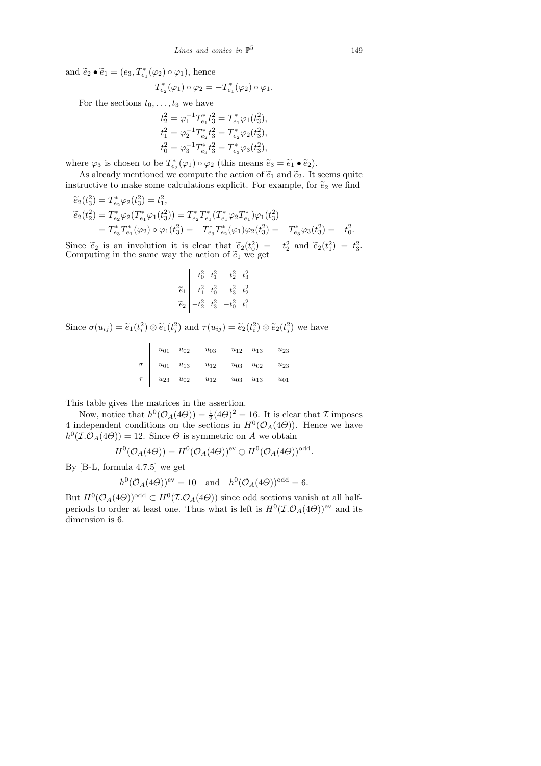and $\widetilde{e}_2 \bullet \widetilde{e}_1 = (e_3, T^*_{e_1}(\varphi_2) \circ \varphi_1)$, hence

$$T^*_{e_2}(\varphi_1) \circ \varphi_2 = -T^*_{e_1}(\varphi_2) \circ \varphi_1.$$

For the sections $t_0, \ldots, t_3$ we have

$$\begin{aligned}
t_2^2 &= \varphi_1^{-1} T^*_{e_1} t_3^2 = T^*_{e_1} \varphi_1(t_3^2),\\
t_1^2 &= \varphi_2^{-1} T^*_{e_2} t_3^2 = T^*_{e_2} \varphi_2(t_3^2),\\
t_0^2 &= \varphi_3^{-1} T^*_{e_3} t_3^2 = T^*_{e_3} \varphi_3(t_3^2),
\end{aligned}$$

where $\varphi_3$ is chosen to be $T^*_{e_2}(\varphi_1) \circ \varphi_2$ (this means $\widetilde{e}_3 = \widetilde{e}_1 \bullet \widetilde{e}_2$).

As already mentioned we compute the action of $\widetilde{e}_1$ and $\widetilde{e}_2$. It seems quite instructive to make some calculations explicit. For example, for $\widetilde{e}_2$ we find

$$\begin{aligned}
\widetilde{e}_2(t_3^2) &= T^*_{e_2} \varphi_2(t_3^2) = t_1^2,\\
\widetilde{e}_2(t_2^2) &= T^*_{e_2} \varphi_2(T^*_{e_1} \varphi_1(t_3^2)) = T^*_{e_2} T^*_{e_1}(T^*_{e_1} \varphi_2 T^*_{e_1}) \varphi_1(t_3^2)\\
&= T^*_{e_3} T^*_{e_1}(\varphi_2) \circ \varphi_1(t_3^2) = -T^*_{e_3} T^*_{e_2}(\varphi_1) \varphi_2(t_3^2) = -T^*_{e_3} \varphi_3(t_3^2) = -t_0^2.
\end{aligned}$$

Since $\widetilde{e}_2$ is an involution it is clear that $\widetilde{e}_2(t_0^2) = -t_2^2$ and $\widetilde{e}_2(t_1^2) = t_3^2$. Computing in the same way the action of $\widetilde{e}_1$ we get

| | $t_0^2$ | $t_1^2$ | $t_2^2$ | $t_3^2$ |
|---|---|---|---|---|
| $\widetilde{e}_1$ | $t_1^2$ | $t_0^2$ | $t_3^2$ | $t_2^2$ |
| $\widetilde{e}_2$ | $-t_2^2$ | $t_3^2$ | $-t_0^2$ | $t_1^2$ |

Since $\sigma(u_{ij}) = \widetilde{e}_1(t_i^2) \otimes \widetilde{e}_1(t_j^2)$ and $\tau(u_{ij}) = \widetilde{e}_2(t_i^2) \otimes \widetilde{e}_2(t_j^2)$ we have

| | $u_{01}$ | $u_{02}$ | $u_{03}$ | $u_{12}$ | $u_{13}$ | $u_{23}$ |
|---|---|---|---|---|---|---|
| $\sigma$ | $u_{01}$ | $u_{13}$ | $u_{12}$ | $u_{03}$ | $u_{02}$ | $u_{23}$ |
| $\tau$ | $-u_{23}$ | $u_{02}$ | $-u_{12}$ | $-u_{03}$ | $u_{13}$ | $-u_{01}$ |

This table gives the matrices in the assertion.

Now, notice that $h^0(\mathcal{O}_A(4\Theta)) = \frac{1}{2}(4\Theta)^2 = 16$. It is clear that $\mathcal{I}$ imposes 4 independent conditions on the sections in $H^0(\mathcal{O}_A(4\Theta))$. Hence we have $h^0(\mathcal{I}.\mathcal{O}_A(4\Theta)) = 12$. Since $\Theta$ is symmetric on $A$ we obtain

$$H^0(\mathcal{O}_A(4\Theta)) = H^0(\mathcal{O}_A(4\Theta))^{\mathrm{ev}} \oplus H^0(\mathcal{O}_A(4\Theta))^{\mathrm{odd}}.$$

By [B-L, formula 4.7.5] we get

$$h^0(\mathcal{O}_A(4\Theta))^{\mathrm{ev}} = 10 \quad \text{and} \quad h^0(\mathcal{O}_A(4\Theta))^{\mathrm{odd}} = 6.$$

But $H^0(\mathcal{O}_A(4\Theta))^{\mathrm{odd}} \subset H^0(\mathcal{I}.\mathcal{O}_A(4\Theta))$ since odd sections vanish at all half-periods to order at least one. Thus what is left is $H^0(\mathcal{I}.\mathcal{O}_A(4\Theta))^{\mathrm{ev}}$ and its dimension is 6.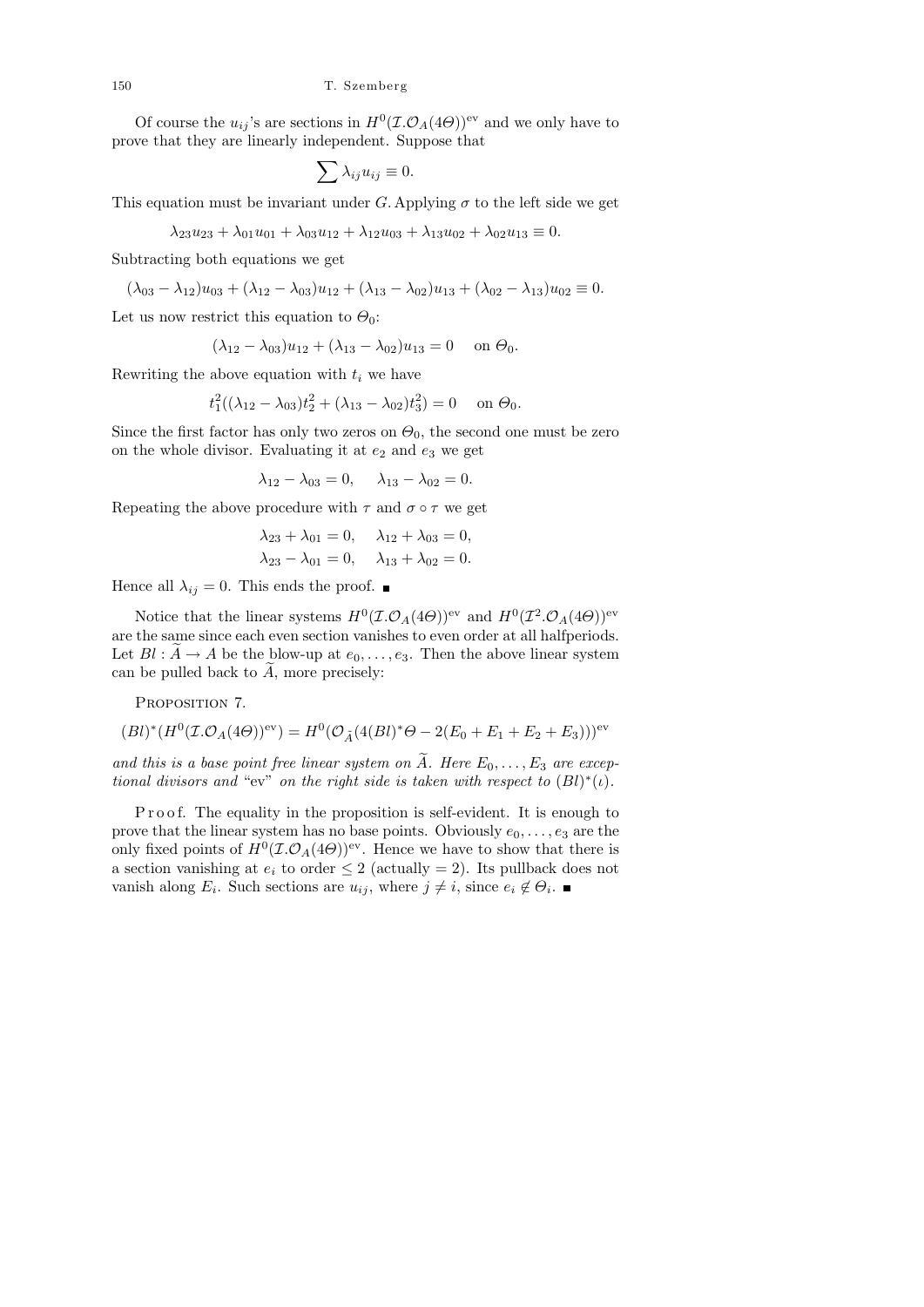Of course the $u_{ij}$'s are sections in $H^0(\mathcal{I}.\mathcal{O}_A(4\Theta))^{\text{ev}}$ and we only have to prove that they are linearly independent. Suppose that

$$\sum \lambda_{ij} u_{ij} \equiv 0.$$

This equation must be invariant under $G$. Applying $\sigma$ to the left side we get

$$\lambda_{23}u_{23} + \lambda_{01}u_{01} + \lambda_{03}u_{12} + \lambda_{12}u_{03} + \lambda_{13}u_{02} + \lambda_{02}u_{13} \equiv 0.$$

Subtracting both equations we get

$$(\lambda_{03} - \lambda_{12})u_{03} + (\lambda_{12} - \lambda_{03})u_{12} + (\lambda_{13} - \lambda_{02})u_{13} + (\lambda_{02} - \lambda_{13})u_{02} \equiv 0.$$

Let us now restrict this equation to $\Theta_0$:

$$(\lambda_{12} - \lambda_{03})u_{12} + (\lambda_{13} - \lambda_{02})u_{13} = 0 \quad \text{on } \Theta_0.$$

Rewriting the above equation with $t_i$ we have

$$t_1^2((\lambda_{12} - \lambda_{03})t_2^2 + (\lambda_{13} - \lambda_{02})t_3^2) = 0 \quad \text{on } \Theta_0.$$

Since the first factor has only two zeros on $\Theta_0$, the second one must be zero on the whole divisor. Evaluating it at $e_2$ and $e_3$ we get

$$\lambda_{12} - \lambda_{03} = 0, \qquad \lambda_{13} - \lambda_{02} = 0.$$

Repeating the above procedure with $\tau$ and $\sigma \circ \tau$ we get

$$\lambda_{23} + \lambda_{01} = 0, \qquad \lambda_{12} + \lambda_{03} = 0,$$
$$\lambda_{23} - \lambda_{01} = 0, \qquad \lambda_{13} + \lambda_{02} = 0.$$

Hence all $\lambda_{ij} = 0$. This ends the proof. ∎

Notice that the linear systems $H^0(\mathcal{I}.\mathcal{O}_A(4\Theta))^{\text{ev}}$ and $H^0(\mathcal{I}^2.\mathcal{O}_A(4\Theta))^{\text{ev}}$ are the same since each even section vanishes to even order at all halfperiods. Let $Bl : \widetilde{A} \to A$ be the blow-up at $e_0, \ldots, e_3$. Then the above linear system can be pulled back to $\widetilde{A}$, more precisely:

PROPOSITION 7.

$$(Bl)^*(H^0(\mathcal{I}.\mathcal{O}_A(4\Theta))^{\text{ev}}) = H^0(\mathcal{O}_{\tilde{A}}(4(Bl)^*\Theta - 2(E_0 + E_1 + E_2 + E_3)))^{\text{ev}}$$

*and this is a base point free linear system on $\widetilde{A}$. Here $E_0, \ldots, E_3$ are exceptional divisors and* "ev" *on the right side is taken with respect to $(Bl)^*(\iota)$.*

Proof. The equality in the proposition is self-evident. It is enough to prove that the linear system has no base points. Obviously $e_0, \ldots, e_3$ are the only fixed points of $H^0(\mathcal{I}.\mathcal{O}_A(4\Theta))^{\text{ev}}$. Hence we have to show that there is a section vanishing at $e_i$ to order $\leq 2$ (actually $= 2$). Its pullback does not vanish along $E_i$. Such sections are $u_{ij}$, where $j \neq i$, since $e_i \notin \Theta_i$. ∎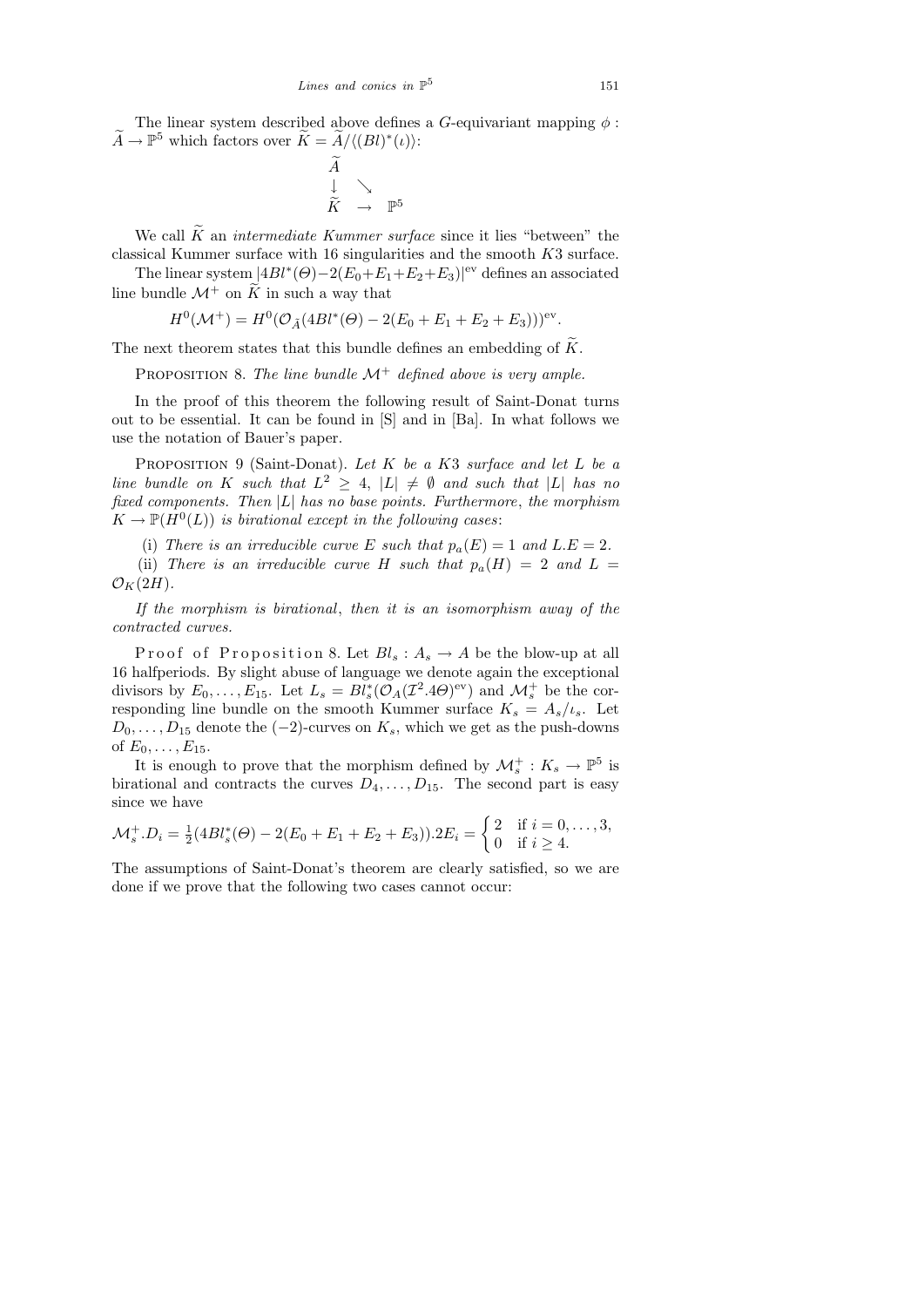The linear system described above defines a $G$-equivariant mapping $\phi : \widetilde{A} \to \mathbb{P}^5$ which factors over $\widetilde{K} = \widetilde{A}/\langle (Bl)^*(\iota)\rangle$:

$$\begin{array}{ccc} \widetilde{A} & & \\ \downarrow & \searrow & \\ \widetilde{K} & \to & \mathbb{P}^5 \end{array}$$

We call $\widetilde{K}$ an *intermediate Kummer surface* since it lies "between" the classical Kummer surface with 16 singularities and the smooth $K3$ surface.

The linear system $|4Bl^*(\Theta) - 2(E_0 + E_1 + E_2 + E_3)|^{\mathrm{ev}}$ defines an associated line bundle $\mathcal{M}^+$ on $\widetilde{K}$ in such a way that

$$H^0(\mathcal{M}^+) = H^0(\mathcal{O}_{\widetilde{A}}(4Bl^*(\Theta) - 2(E_0 + E_1 + E_2 + E_3)))^{\mathrm{ev}}.$$

The next theorem states that this bundle defines an embedding of $\widetilde{K}$.

PROPOSITION 8. *The line bundle $\mathcal{M}^+$ defined above is very ample.*

In the proof of this theorem the following result of Saint-Donat turns out to be essential. It can be found in [S] and in [Ba]. In what follows we use the notation of Bauer's paper.

PROPOSITION 9 (Saint-Donat). *Let $K$ be a $K3$ surface and let $L$ be a line bundle on $K$ such that $L^2 \geq 4$, $|L| \neq \emptyset$ and such that $|L|$ has no fixed components. Then $|L|$ has no base points. Furthermore, the morphism $K \to \mathbb{P}(H^0(L))$ is birational except in the following cases*:

(i) *There is an irreducible curve $E$ such that $p_a(E) = 1$ and $L.E = 2$.*

(ii) *There is an irreducible curve $H$ such that $p_a(H) = 2$ and $L = \mathcal{O}_K(2H)$.*

*If the morphism is birational, then it is an isomorphism away of the contracted curves.*

Proof of Proposition 8. Let $Bl_s : A_s \to A$ be the blow-up at all 16 halfperiods. By slight abuse of language we denote again the exceptional divisors by $E_0, \ldots, E_{15}$. Let $L_s = Bl_s^*(\mathcal{O}_A(\mathcal{I}^2.4\Theta)^{\mathrm{ev}})$ and $\mathcal{M}_s^+$ be the corresponding line bundle on the smooth Kummer surface $K_s = A_s/\iota_s$. Let $D_0, \ldots, D_{15}$ denote the $(-2)$-curves on $K_s$, which we get as the push-downs of $E_0, \ldots, E_{15}$.

It is enough to prove that the morphism defined by $\mathcal{M}_s^+ : K_s \to \mathbb{P}^5$ is birational and contracts the curves $D_4, \ldots, D_{15}$. The second part is easy since we have

$$\mathcal{M}_s^+.D_i = \tfrac{1}{2}(4Bl_s^*(\Theta) - 2(E_0 + E_1 + E_2 + E_3)).2E_i = \begin{cases} 2 & \text{if } i = 0, \ldots, 3, \\ 0 & \text{if } i \geq 4. \end{cases}$$

The assumptions of Saint-Donat's theorem are clearly satisfied, so we are done if we prove that the following two cases cannot occur: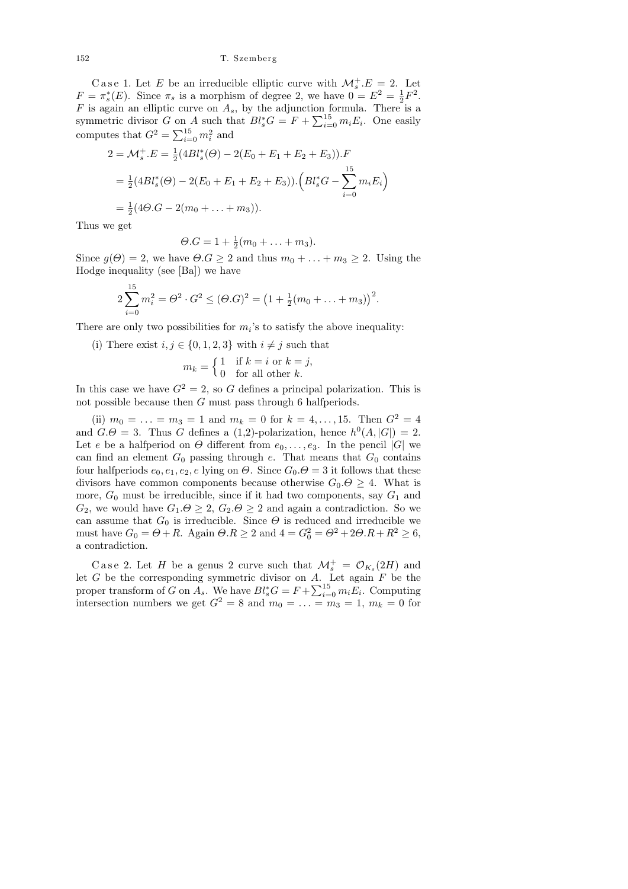Case 1. Let $E$ be an irreducible elliptic curve with $\mathcal{M}_s^+.E = 2$. Let $F = \pi_s^*(E)$. Since $\pi_s$ is a morphism of degree 2, we have $0 = E^2 = \frac{1}{2}F^2$. $F$ is again an elliptic curve on $A_s$, by the adjunction formula. There is a symmetric divisor $G$ on $A$ such that $Bl_s^* G = F + \sum_{i=0}^{15} m_i E_i$. One easily computes that $G^2 = \sum_{i=0}^{15} m_i^2$ and

$$\begin{aligned}
2 = \mathcal{M}_s^+.E &= \tfrac{1}{2}(4Bl_s^*(\Theta) - 2(E_0 + E_1 + E_2 + E_3)).F \\
&= \tfrac{1}{2}(4Bl_s^*(\Theta) - 2(E_0 + E_1 + E_2 + E_3)).\Big(Bl_s^* G - \sum_{i=0}^{15} m_i E_i\Big) \\
&= \tfrac{1}{2}(4\Theta.G - 2(m_0 + \ldots + m_3)).
\end{aligned}$$

Thus we get

$$\Theta.G = 1 + \tfrac{1}{2}(m_0 + \ldots + m_3).$$

Since $g(\Theta) = 2$, we have $\Theta.G \geq 2$ and thus $m_0 + \ldots + m_3 \geq 2$. Using the Hodge inequality (see [Ba]) we have

$$2\sum_{i=0}^{15} m_i^2 = \Theta^2 \cdot G^2 \leq (\Theta.G)^2 = \big(1 + \tfrac{1}{2}(m_0 + \ldots + m_3)\big)^2.$$

There are only two possibilities for $m_i$'s to satisfy the above inequality:

(i) There exist $i, j \in \{0, 1, 2, 3\}$ with $i \neq j$ such that

$$m_k = \begin{cases} 1 & \text{if } k = i \text{ or } k = j, \\ 0 & \text{for all other } k. \end{cases}$$

In this case we have $G^2 = 2$, so $G$ defines a principal polarization. This is not possible because then $G$ must pass through 6 halfperiods.

(ii) $m_0 = \ldots = m_3 = 1$ and $m_k = 0$ for $k = 4, \ldots, 15$. Then $G^2 = 4$ and $G.\Theta = 3$. Thus $G$ defines a (1,2)-polarization, hence $h^0(A, |G|) = 2$. Let $e$ be a halfperiod on $\Theta$ different from $e_0, \ldots, e_3$. In the pencil $|G|$ we can find an element $G_0$ passing through $e$. That means that $G_0$ contains four halfperiods $e_0, e_1, e_2, e$ lying on $\Theta$. Since $G_0.\Theta = 3$ it follows that these divisors have common components because otherwise $G_0.\Theta \geq 4$. What is more, $G_0$ must be irreducible, since if it had two components, say $G_1$ and $G_2$, we would have $G_1.\Theta \geq 2$, $G_2.\Theta \geq 2$ and again a contradiction. So we can assume that $G_0$ is irreducible. Since $\Theta$ is reduced and irreducible we must have $G_0 = \Theta + R$. Again $\Theta.R \geq 2$ and $4 = G_0^2 = \Theta^2 + 2\Theta.R + R^2 \geq 6$, a contradiction.

Case 2. Let $H$ be a genus 2 curve such that $\mathcal{M}_s^+ = \mathcal{O}_{K_s}(2H)$ and let $G$ be the corresponding symmetric divisor on $A$. Let again $F$ be the proper transform of $G$ on $A_s$. We have $Bl_s^* G = F + \sum_{i=0}^{15} m_i E_i$. Computing intersection numbers we get $G^2 = 8$ and $m_0 = \ldots = m_3 = 1$, $m_k = 0$ for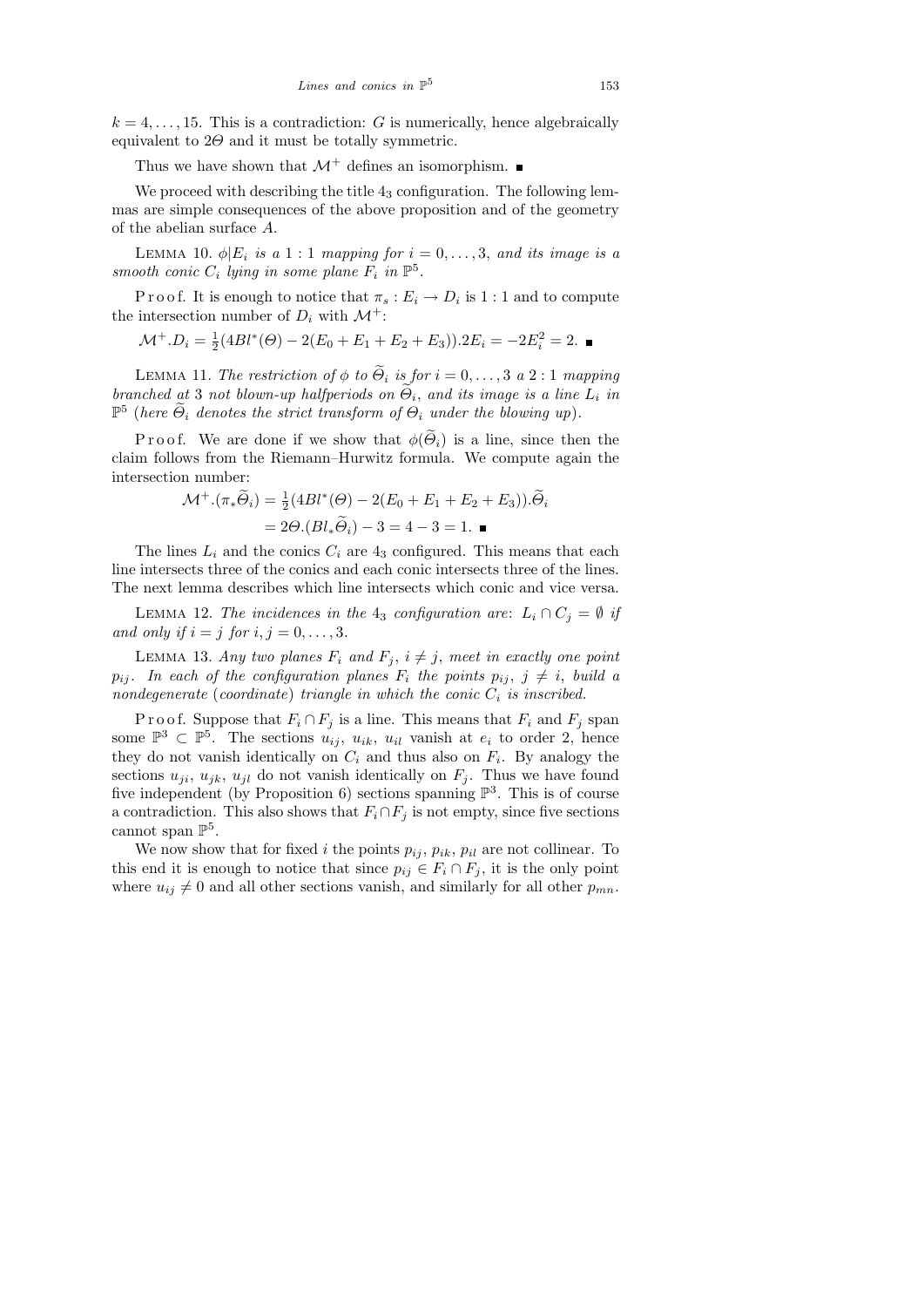$k = 4, \ldots, 15$. This is a contradiction: $G$ is numerically, hence algebraically equivalent to $2\Theta$ and it must be totally symmetric.

Thus we have shown that $\mathcal{M}^+$ defines an isomorphism. ■

We proceed with describing the title $4_3$ configuration. The following lemmas are simple consequences of the above proposition and of the geometry of the abelian surface $A$.

LEMMA 10. *$\phi|E_i$ is a $1:1$ mapping for $i = 0, \ldots, 3$, and its image is a smooth conic $C_i$ lying in some plane $F_i$ in $\mathbb{P}^5$.*

Proof. It is enough to notice that $\pi_s : E_i \to D_i$ is $1:1$ and to compute the intersection number of $D_i$ with $\mathcal{M}^+$:

$$\mathcal{M}^+.D_i = \tfrac{1}{2}(4Bl^*(\Theta) - 2(E_0 + E_1 + E_2 + E_3)).2E_i = -2E_i^2 = 2. \ \blacksquare$$

LEMMA 11. *The restriction of $\phi$ to $\widetilde{\Theta}_i$ is for $i = 0, \ldots, 3$ a $2:1$ mapping branched at 3 not blown-up halfperiods on $\widetilde{\Theta}_i$, and its image is a line $L_i$ in $\mathbb{P}^5$ (here $\widetilde{\Theta}_i$ denotes the strict transform of $\Theta_i$ under the blowing up).*

Proof. We are done if we show that $\phi(\widetilde{\Theta}_i)$ is a line, since then the claim follows from the Riemann–Hurwitz formula. We compute again the intersection number:

$$\begin{aligned}
\mathcal{M}^+.(\pi_*\widetilde{\Theta}_i) &= \tfrac{1}{2}(4Bl^*(\Theta) - 2(E_0 + E_1 + E_2 + E_3)).\widetilde{\Theta}_i \\
&= 2\Theta.(Bl_*\widetilde{\Theta}_i) - 3 = 4 - 3 = 1. \ \blacksquare
\end{aligned}$$

The lines $L_i$ and the conics $C_i$ are $4_3$ configured. This means that each line intersects three of the conics and each conic intersects three of the lines. The next lemma describes which line intersects which conic and vice versa.

LEMMA 12. *The incidences in the $4_3$ configuration are: $L_i \cap C_j = \emptyset$ if and only if $i = j$ for $i, j = 0, \ldots, 3$.*

LEMMA 13. *Any two planes $F_i$ and $F_j$, $i \neq j$, meet in exactly one point $p_{ij}$. In each of the configuration planes $F_i$ the points $p_{ij}$, $j \neq i$, build a nondegenerate (coordinate) triangle in which the conic $C_i$ is inscribed.*

Proof. Suppose that $F_i \cap F_j$ is a line. This means that $F_i$ and $F_j$ span some $\mathbb{P}^3 \subset \mathbb{P}^5$. The sections $u_{ij}$, $u_{ik}$, $u_{il}$ vanish at $e_i$ to order 2, hence they do not vanish identically on $C_i$ and thus also on $F_i$. By analogy the sections $u_{ji}$, $u_{jk}$, $u_{jl}$ do not vanish identically on $F_j$. Thus we have found five independent (by Proposition 6) sections spanning $\mathbb{P}^3$. This is of course a contradiction. This also shows that $F_i \cap F_j$ is not empty, since five sections cannot span $\mathbb{P}^5$.

We now show that for fixed $i$ the points $p_{ij}$, $p_{ik}$, $p_{il}$ are not collinear. To this end it is enough to notice that since $p_{ij} \in F_i \cap F_j$, it is the only point where $u_{ij} \neq 0$ and all other sections vanish, and similarly for all other $p_{mn}$.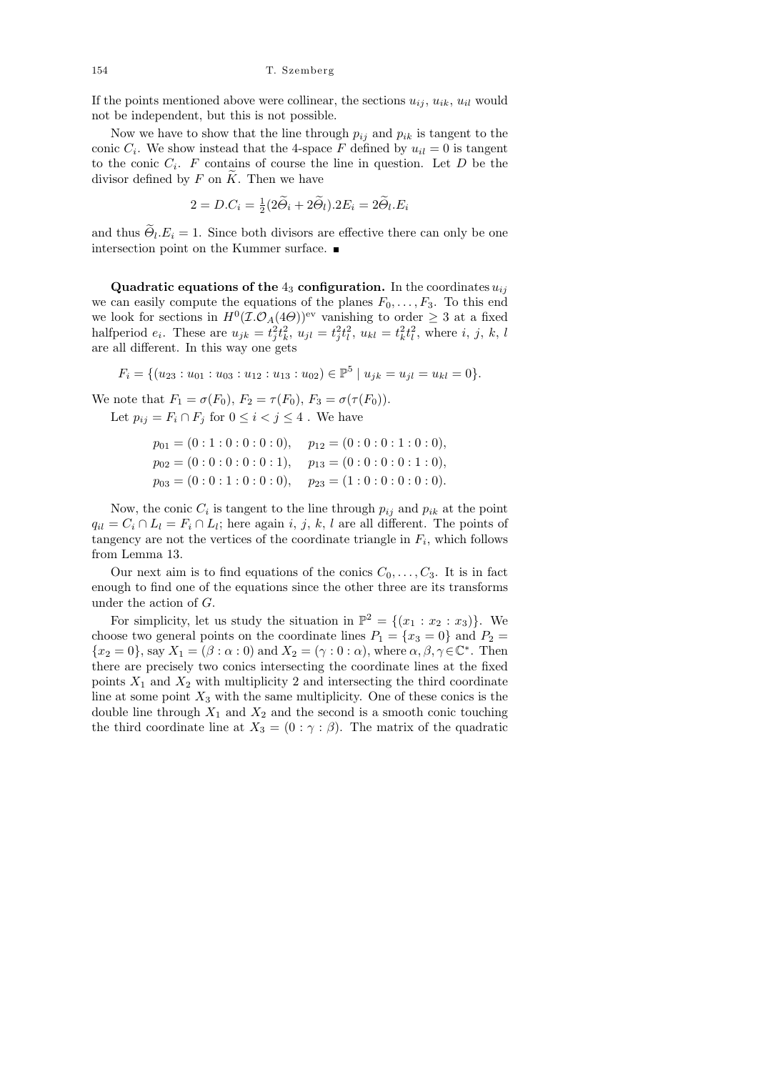If the points mentioned above were collinear, the sections $u_{ij}$, $u_{ik}$, $u_{il}$ would not be independent, but this is not possible.

Now we have to show that the line through $p_{ij}$ and $p_{ik}$ is tangent to the conic $C_i$. We show instead that the 4-space $F$ defined by $u_{il} = 0$ is tangent to the conic $C_i$. $F$ contains of course the line in question. Let $D$ be the divisor defined by $F$ on $\widetilde{K}$. Then we have

$$2 = D.C_i = \tfrac{1}{2}(2\widetilde{\Theta}_i + 2\widetilde{\Theta}_l).2E_i = 2\widetilde{\Theta}_l.E_i$$

and thus $\widetilde{\Theta}_l.E_i = 1$. Since both divisors are effective there can only be one intersection point on the Kummer surface. ∎

**Quadratic equations of the $4_3$ configuration.** In the coordinates $u_{ij}$ we can easily compute the equations of the planes $F_0, \ldots, F_3$. To this end we look for sections in $H^0(\mathcal{I}.\mathcal{O}_A(4\Theta))^{\mathrm{ev}}$ vanishing to order $\geq 3$ at a fixed halfperiod $e_i$. These are $u_{jk} = t_j^2 t_k^2$, $u_{jl} = t_j^2 t_l^2$, $u_{kl} = t_k^2 t_l^2$, where $i$, $j$, $k$, $l$ are all different. In this way one gets

$$F_i = \{(u_{23} : u_{01} : u_{03} : u_{12} : u_{13} : u_{02}) \in \mathbb{P}^5 \mid u_{jk} = u_{jl} = u_{kl} = 0\}.$$

We note that $F_1 = \sigma(F_0)$, $F_2 = \tau(F_0)$, $F_3 = \sigma(\tau(F_0))$.

Let $p_{ij} = F_i \cap F_j$ for $0 \leq i < j \leq 4$ . We have

$$p_{01} = (0:1:0:0:0:0), \quad p_{12} = (0:0:0:1:0:0),$$
$$p_{02} = (0:0:0:0:0:1), \quad p_{13} = (0:0:0:0:1:0),$$
$$p_{03} = (0:0:1:0:0:0), \quad p_{23} = (1:0:0:0:0:0).$$

Now, the conic $C_i$ is tangent to the line through $p_{ij}$ and $p_{ik}$ at the point $q_{il} = C_i \cap L_l = F_i \cap L_l$; here again $i$, $j$, $k$, $l$ are all different. The points of tangency are not the vertices of the coordinate triangle in $F_i$, which follows from Lemma 13.

Our next aim is to find equations of the conics $C_0, \ldots, C_3$. It is in fact enough to find one of the equations since the other three are its transforms under the action of $G$.

For simplicity, let us study the situation in $\mathbb{P}^2 = \{(x_1 : x_2 : x_3)\}$. We choose two general points on the coordinate lines $P_1 = \{x_3 = 0\}$ and $P_2 = \{x_2 = 0\}$, say $X_1 = (\beta : \alpha : 0)$ and $X_2 = (\gamma : 0 : \alpha)$, where $\alpha, \beta, \gamma \in \mathbb{C}^*$. Then there are precisely two conics intersecting the coordinate lines at the fixed points $X_1$ and $X_2$ with multiplicity 2 and intersecting the third coordinate line at some point $X_3$ with the same multiplicity. One of these conics is the double line through $X_1$ and $X_2$ and the second is a smooth conic touching the third coordinate line at $X_3 = (0 : \gamma : \beta)$. The matrix of the quadratic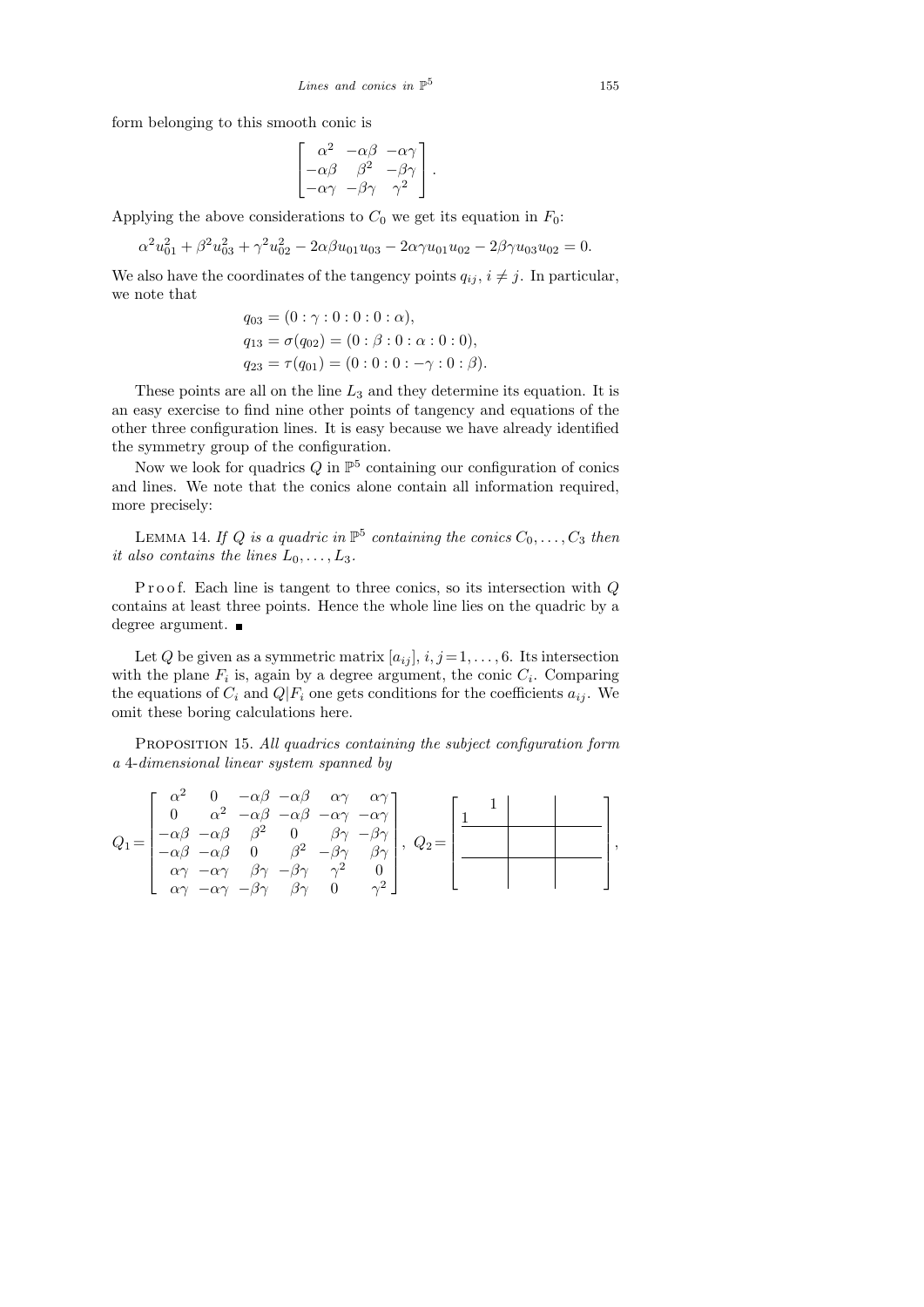form belonging to this smooth conic is

$$\begin{bmatrix} \alpha^2 & -\alpha\beta & -\alpha\gamma \\ -\alpha\beta & \beta^2 & -\beta\gamma \\ -\alpha\gamma & -\beta\gamma & \gamma^2 \end{bmatrix}.$$

Applying the above considerations to $C_0$ we get its equation in $F_0$:

$$\alpha^2 u_{01}^2 + \beta^2 u_{03}^2 + \gamma^2 u_{02}^2 - 2\alpha\beta u_{01}u_{03} - 2\alpha\gamma u_{01}u_{02} - 2\beta\gamma u_{03}u_{02} = 0.$$

We also have the coordinates of the tangency points $q_{ij}$, $i \neq j$. In particular, we note that

$$\begin{aligned} q_{03} &= (0 : \gamma : 0 : 0 : 0 : \alpha), \\ q_{13} &= \sigma(q_{02}) = (0 : \beta : 0 : \alpha : 0 : 0), \\ q_{23} &= \tau(q_{01}) = (0 : 0 : 0 : -\gamma : 0 : \beta). \end{aligned}$$

These points are all on the line $L_3$ and they determine its equation. It is an easy exercise to find nine other points of tangency and equations of the other three configuration lines. It is easy because we have already identified the symmetry group of the configuration.

Now we look for quadrics $Q$ in $\mathbb{P}^5$ containing our configuration of conics and lines. We note that the conics alone contain all information required, more precisely:

Lemma 14. *If $Q$ is a quadric in $\mathbb{P}^5$ containing the conics $C_0, \ldots, C_3$ then it also contains the lines $L_0, \ldots, L_3$.*

Proof. Each line is tangent to three conics, so its intersection with $Q$ contains at least three points. Hence the whole line lies on the quadric by a degree argument. ∎

Let $Q$ be given as a symmetric matrix $[a_{ij}]$, $i, j = 1, \ldots, 6$. Its intersection with the plane $F_i$ is, again by a degree argument, the conic $C_i$. Comparing the equations of $C_i$ and $Q|F_i$ one gets conditions for the coefficients $a_{ij}$. We omit these boring calculations here.

Proposition 15. *All quadrics containing the subject configuration form a 4-dimensional linear system spanned by*

$$Q_1 = \begin{bmatrix} \alpha^2 & 0 & -\alpha\beta & -\alpha\beta & \alpha\gamma & \alpha\gamma \\ 0 & \alpha^2 & -\alpha\beta & -\alpha\beta & -\alpha\gamma & -\alpha\gamma \\ -\alpha\beta & -\alpha\beta & \beta^2 & 0 & \beta\gamma & -\beta\gamma \\ -\alpha\beta & -\alpha\beta & 0 & \beta^2 & -\beta\gamma & \beta\gamma \\ \alpha\gamma & -\alpha\gamma & \beta\gamma & -\beta\gamma & \gamma^2 & 0 \\ \alpha\gamma & -\alpha\gamma & -\beta\gamma & \beta\gamma & 0 & \gamma^2 \end{bmatrix}, \quad Q_2 = \left[\begin{array}{cc|cc|cc} & 1 & & & & \\ 1 & & & & & \\ \hline & & & & & \\ & & & & & \\ \hline & & & & & \\ & & & & & \end{array}\right],$$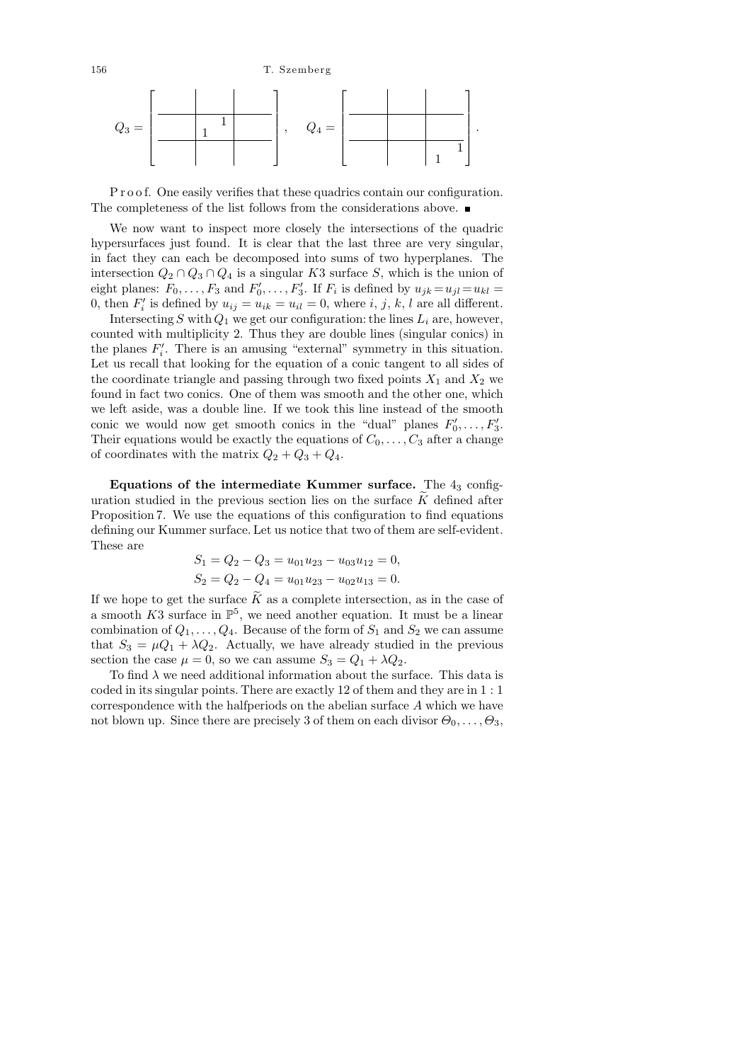$$
Q_3 = \left[\begin{array}{c|c|c} \phantom{00} & \phantom{00} & \phantom{00} \\ \hline & \begin{smallmatrix} & 1 \\ 1 & \end{smallmatrix} & \\ \hline & & \end{array}\right], \qquad Q_4 = \left[\begin{array}{c|c|c} \phantom{00} & \phantom{00} & \phantom{00} \\ \hline & & \\ \hline & & \begin{smallmatrix} & 1 \\ 1 & \end{smallmatrix} \end{array}\right].
$$

Proof. One easily verifies that these quadrics contain our configuration. The completeness of the list follows from the considerations above. ■

We now want to inspect more closely the intersections of the quadric hypersurfaces just found. It is clear that the last three are very singular, in fact they can each be decomposed into sums of two hyperplanes. The intersection $Q_2 \cap Q_3 \cap Q_4$ is a singular $K3$ surface $S$, which is the union of eight planes: $F_0, \ldots, F_3$ and $F_0', \ldots, F_3'$. If $F_i$ is defined by $u_{jk} = u_{jl} = u_{kl} = 0$, then $F_i'$ is defined by $u_{ij} = u_{ik} = u_{il} = 0$, where $i$, $j$, $k$, $l$ are all different.

Intersecting $S$ with $Q_1$ we get our configuration: the lines $L_i$ are, however, counted with multiplicity 2. Thus they are double lines (singular conics) in the planes $F_i'$. There is an amusing "external" symmetry in this situation. Let us recall that looking for the equation of a conic tangent to all sides of the coordinate triangle and passing through two fixed points $X_1$ and $X_2$ we found in fact two conics. One of them was smooth and the other one, which we left aside, was a double line. If we took this line instead of the smooth conic we would now get smooth conics in the "dual" planes $F_0', \ldots, F_3'$. Their equations would be exactly the equations of $C_0, \ldots, C_3$ after a change of coordinates with the matrix $Q_2 + Q_3 + Q_4$.

**Equations of the intermediate Kummer surface.** The $4_3$ configuration studied in the previous section lies on the surface $\widetilde{K}$ defined after Proposition 7. We use the equations of this configuration to find equations defining our Kummer surface. Let us notice that two of them are self-evident. These are

$$
S_1 = Q_2 - Q_3 = u_{01}u_{23} - u_{03}u_{12} = 0,
$$
$$
S_2 = Q_2 - Q_4 = u_{01}u_{23} - u_{02}u_{13} = 0.
$$

If we hope to get the surface $\widetilde{K}$ as a complete intersection, as in the case of a smooth $K3$ surface in $\mathbb{P}^5$, we need another equation. It must be a linear combination of $Q_1, \ldots, Q_4$. Because of the form of $S_1$ and $S_2$ we can assume that $S_3 = \mu Q_1 + \lambda Q_2$. Actually, we have already studied in the previous section the case $\mu = 0$, so we can assume $S_3 = Q_1 + \lambda Q_2$.

To find $\lambda$ we need additional information about the surface. This data is coded in its singular points. There are exactly 12 of them and they are in $1:1$ correspondence with the halfperiods on the abelian surface $A$ which we have not blown up. Since there are precisely 3 of them on each divisor $\Theta_0, \ldots, \Theta_3$,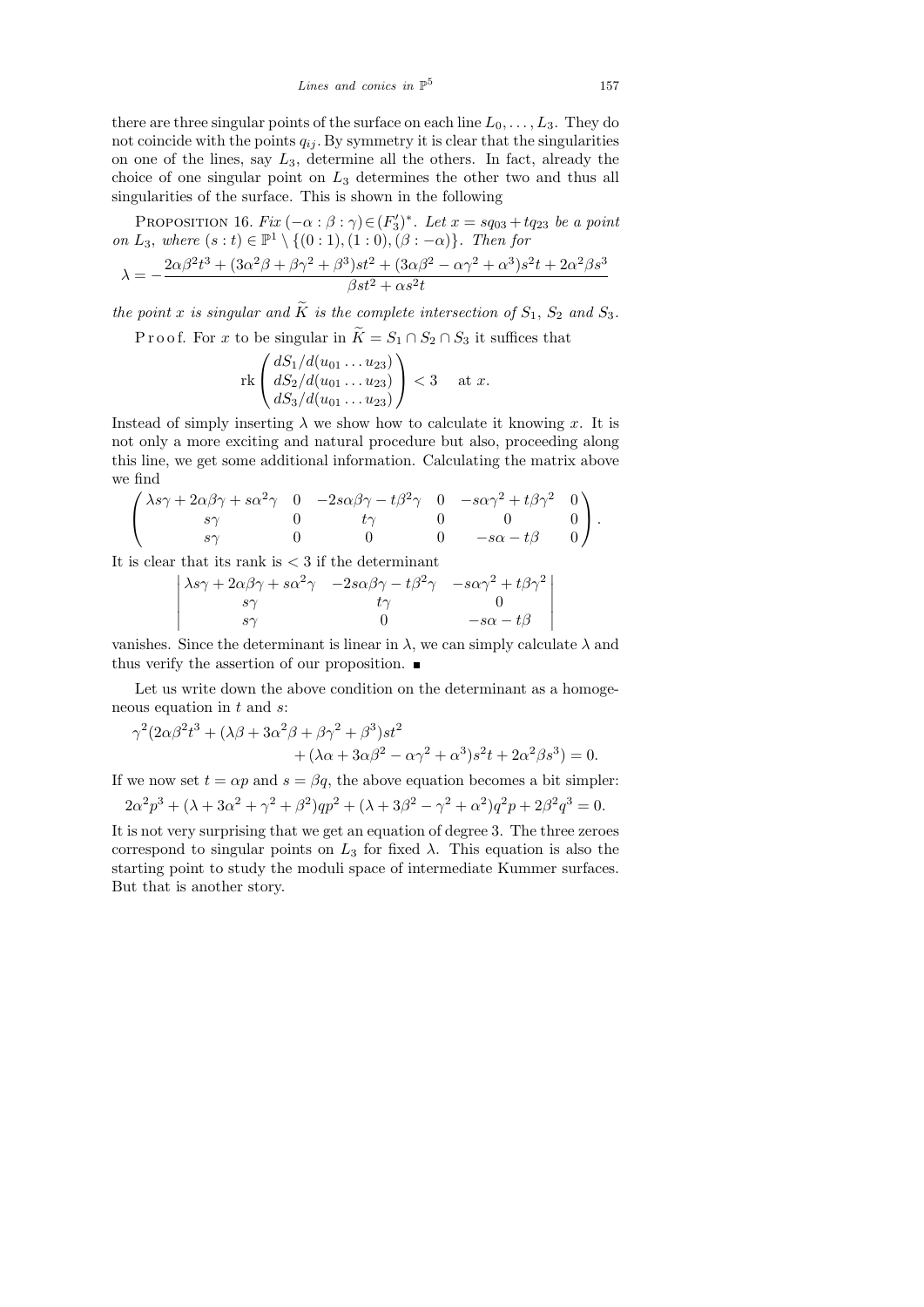there are three singular points of the surface on each line $L_0, \ldots, L_3$. They do not coincide with the points $q_{ij}$. By symmetry it is clear that the singularities on one of the lines, say $L_3$, determine all the others. In fact, already the choice of one singular point on $L_3$ determines the other two and thus all singularities of the surface. This is shown in the following

PROPOSITION 16. *Fix $(-\alpha : \beta : \gamma) \in (F_3')^*$. Let $x = sq_{03} + tq_{23}$ be a point on $L_3$, where $(s : t) \in \mathbb{P}^1 \setminus \{(0:1), (1:0), (\beta : -\alpha)\}$. Then for*

$$\lambda = -\frac{2\alpha\beta^2 t^3 + (3\alpha^2\beta + \beta\gamma^2 + \beta^3)st^2 + (3\alpha\beta^2 - \alpha\gamma^2 + \alpha^3)s^2 t + 2\alpha^2\beta s^3}{\beta st^2 + \alpha s^2 t}$$

*the point $x$ is singular and $\widetilde{K}$ is the complete intersection of $S_1$, $S_2$ and $S_3$.*

Proof. For $x$ to be singular in $\widetilde{K} = S_1 \cap S_2 \cap S_3$ it suffices that

$$\operatorname{rk} \begin{pmatrix} dS_1/d(u_{01} \ldots u_{23}) \\ dS_2/d(u_{01} \ldots u_{23}) \\ dS_3/d(u_{01} \ldots u_{23}) \end{pmatrix} < 3 \quad \text{at } x.$$

Instead of simply inserting $\lambda$ we show how to calculate it knowing $x$. It is not only a more exciting and natural procedure but also, proceeding along this line, we get some additional information. Calculating the matrix above we find

$$\begin{pmatrix} \lambda s\gamma + 2\alpha\beta\gamma + s\alpha^2\gamma & 0 & -2s\alpha\beta\gamma - t\beta^2\gamma & 0 & -s\alpha\gamma^2 + t\beta\gamma^2 & 0 \\ s\gamma & 0 & t\gamma & 0 & 0 & 0 \\ s\gamma & 0 & 0 & 0 & -s\alpha - t\beta & 0 \end{pmatrix}.$$

It is clear that its rank is $< 3$ if the determinant

$$\begin{vmatrix} \lambda s\gamma + 2\alpha\beta\gamma + s\alpha^2\gamma & -2s\alpha\beta\gamma - t\beta^2\gamma & -s\alpha\gamma^2 + t\beta\gamma^2 \\ s\gamma & t\gamma & 0 \\ s\gamma & 0 & -s\alpha - t\beta \end{vmatrix}$$

vanishes. Since the determinant is linear in $\lambda$, we can simply calculate $\lambda$ and thus verify the assertion of our proposition. ■

Let us write down the above condition on the determinant as a homogeneous equation in $t$ and $s$:

$$\gamma^2(2\alpha\beta^2 t^3 + (\lambda\beta + 3\alpha^2\beta + \beta\gamma^2 + \beta^3)st^2 + (\lambda\alpha + 3\alpha\beta^2 - \alpha\gamma^2 + \alpha^3)s^2 t + 2\alpha^2\beta s^3) = 0.$$

If we now set $t = \alpha p$ and $s = \beta q$, the above equation becomes a bit simpler:

$$2\alpha^2 p^3 + (\lambda + 3\alpha^2 + \gamma^2 + \beta^2)qp^2 + (\lambda + 3\beta^2 - \gamma^2 + \alpha^2)q^2 p + 2\beta^2 q^3 = 0.$$

It is not very surprising that we get an equation of degree 3. The three zeroes correspond to singular points on $L_3$ for fixed $\lambda$. This equation is also the starting point to study the moduli space of intermediate Kummer surfaces. But that is another story.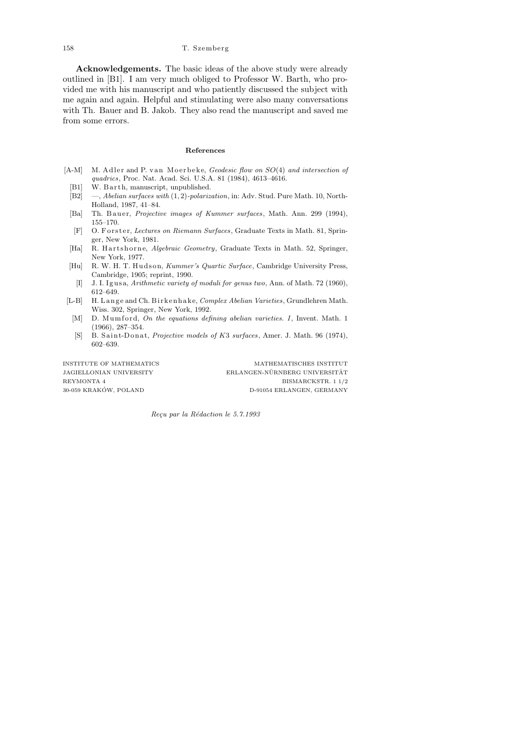**Acknowledgements.** The basic ideas of the above study were already outlined in [B1]. I am very much obliged to Professor W. Barth, who provided me with his manuscript and who patiently discussed the subject with me again and again. Helpful and stimulating were also many conversations with Th. Bauer and B. Jakob. They also read the manuscript and saved me from some errors.

#### References

[A-M] M. Adler and P. van Moerbeke, *Geodesic flow on $SO(4)$ and intersection of quadrics*, Proc. Nat. Acad. Sci. U.S.A. 81 (1984), 4613–4616.

[B1] W. Barth, manuscript, unpublished.

[B2] —, *Abelian surfaces with $(1, 2)$-polarization*, in: Adv. Stud. Pure Math. 10, North-Holland, 1987, 41–84.

[Ba] Th. Bauer, *Projective images of Kummer surfaces*, Math. Ann. 299 (1994), 155–170.

[F] O. Forster, *Lectures on Riemann Surfaces*, Graduate Texts in Math. 81, Springer, New York, 1981.

[Ha] R. Hartshorne, *Algebraic Geometry*, Graduate Texts in Math. 52, Springer, New York, 1977.

[Hu] R. W. H. T. Hudson, *Kummer's Quartic Surface*, Cambridge University Press, Cambridge, 1905; reprint, 1990.

[I] J. I. Igusa, *Arithmetic variety of moduli for genus two*, Ann. of Math. 72 (1960), 612–649.

[L-B] H. Lange and Ch. Birkenhake, *Complex Abelian Varieties*, Grundlehren Math. Wiss. 302, Springer, New York, 1992.

[M] D. Mumford, *On the equations defining abelian varieties. I*, Invent. Math. 1 (1966), 287–354.

[S] B. Saint-Donat, *Projective models of K3 surfaces*, Amer. J. Math. 96 (1974), 602–639.

INSTITUTE OF MATHEMATICS
JAGIELLONIAN UNIVERSITY
REYMONTA 4
30-059 KRAKÓW, POLAND

MATHEMATISCHES INSTITUT
ERLANGEN-NÜRNBERG UNIVERSITÄT
BISMARCKSTR. 1 1/2
D-91054 ERLANGEN, GERMANY

*Reçu par la Rédaction le 5.7.1993*